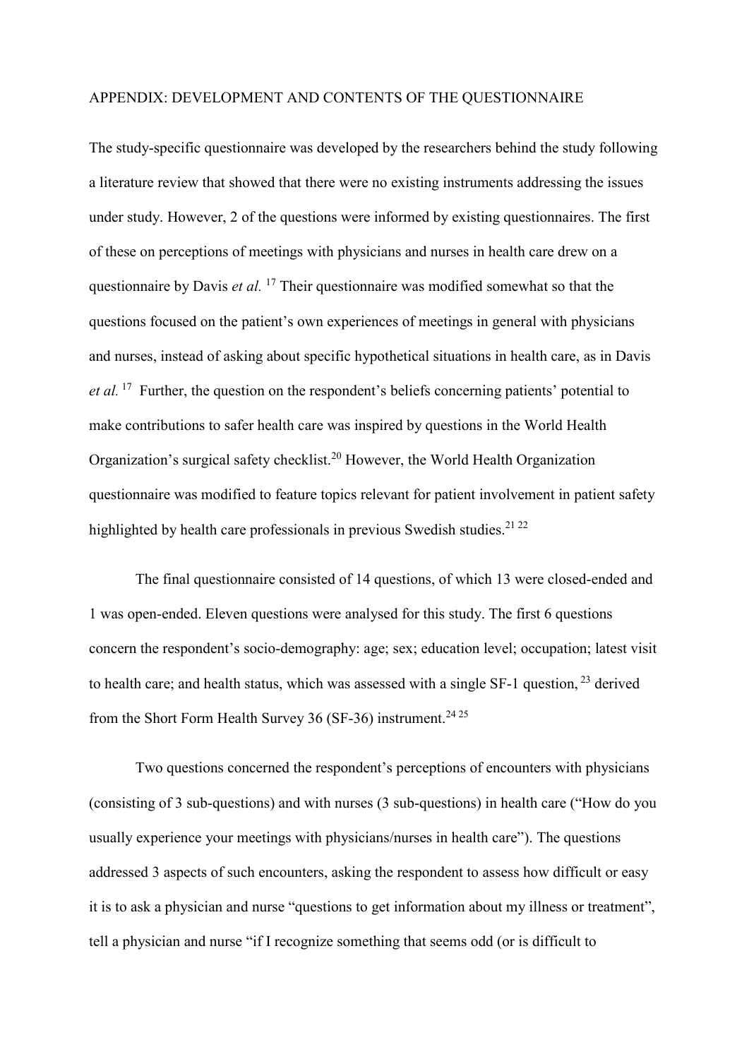## APPENDIX: DEVELOPMENT AND CONTENTS OF THE QUESTIONNAIRE

The study-specific questionnaire was developed by the researchers behind the study following a literature review that showed that there were no existing instruments addressing the issues under study. However, 2 of the questions were informed by existing questionnaires. The first of these on perceptions of meetings with physicians and nurses in health care drew on a questionnaire by Davis *et al.* [17] Their questionnaire was modified somewhat so that the questions focused on the patient's own experiences of meetings in general with physicians and nurses, instead of asking about specific hypothetical situations in health care, as in Davis *et al.* [17] Further, the question on the respondent's beliefs concerning patients' potential to make contributions to safer health care was inspired by questions in the World Health Organization's surgical safety checklist.[20] However, the World Health Organization questionnaire was modified to feature topics relevant for patient involvement in patient safety highlighted by health care professionals in previous Swedish studies.[21 22]

The final questionnaire consisted of 14 questions, of which 13 were closed-ended and 1 was open-ended. Eleven questions were analysed for this study. The first 6 questions concern the respondent's socio-demography: age; sex; education level; occupation; latest visit to health care; and health status, which was assessed with a single SF-1 question, [23] derived from the Short Form Health Survey 36 (SF-36) instrument.[24 25]

Two questions concerned the respondent's perceptions of encounters with physicians (consisting of 3 sub-questions) and with nurses (3 sub-questions) in health care ("How do you usually experience your meetings with physicians/nurses in health care"). The questions addressed 3 aspects of such encounters, asking the respondent to assess how difficult or easy it is to ask a physician and nurse "questions to get information about my illness or treatment", tell a physician and nurse "if I recognize something that seems odd (or is difficult to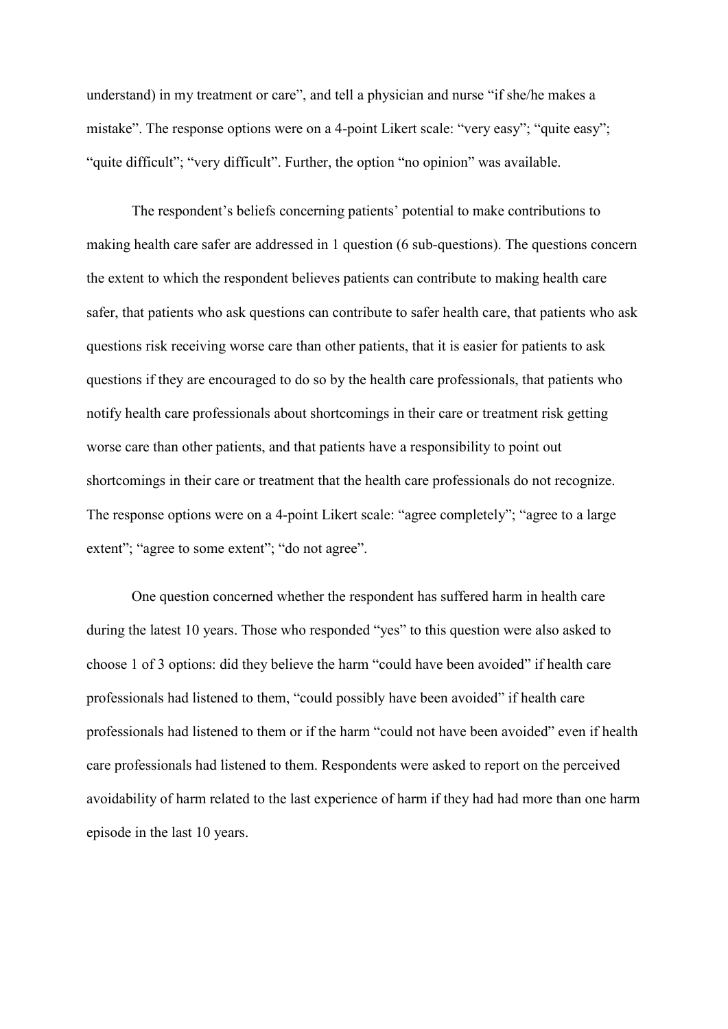understand) in my treatment or care", and tell a physician and nurse "if she/he makes a mistake". The response options were on a 4-point Likert scale: "very easy"; "quite easy"; "quite difficult"; "very difficult". Further, the option "no opinion" was available.

The respondent's beliefs concerning patients' potential to make contributions to making health care safer are addressed in 1 question (6 sub-questions). The questions concern the extent to which the respondent believes patients can contribute to making health care safer, that patients who ask questions can contribute to safer health care, that patients who ask questions risk receiving worse care than other patients, that it is easier for patients to ask questions if they are encouraged to do so by the health care professionals, that patients who notify health care professionals about shortcomings in their care or treatment risk getting worse care than other patients, and that patients have a responsibility to point out shortcomings in their care or treatment that the health care professionals do not recognize. The response options were on a 4-point Likert scale: "agree completely"; "agree to a large extent"; "agree to some extent"; "do not agree".

One question concerned whether the respondent has suffered harm in health care during the latest 10 years. Those who responded "yes" to this question were also asked to choose 1 of 3 options: did they believe the harm "could have been avoided" if health care professionals had listened to them, "could possibly have been avoided" if health care professionals had listened to them or if the harm "could not have been avoided" even if health care professionals had listened to them. Respondents were asked to report on the perceived avoidability of harm related to the last experience of harm if they had had more than one harm episode in the last 10 years.